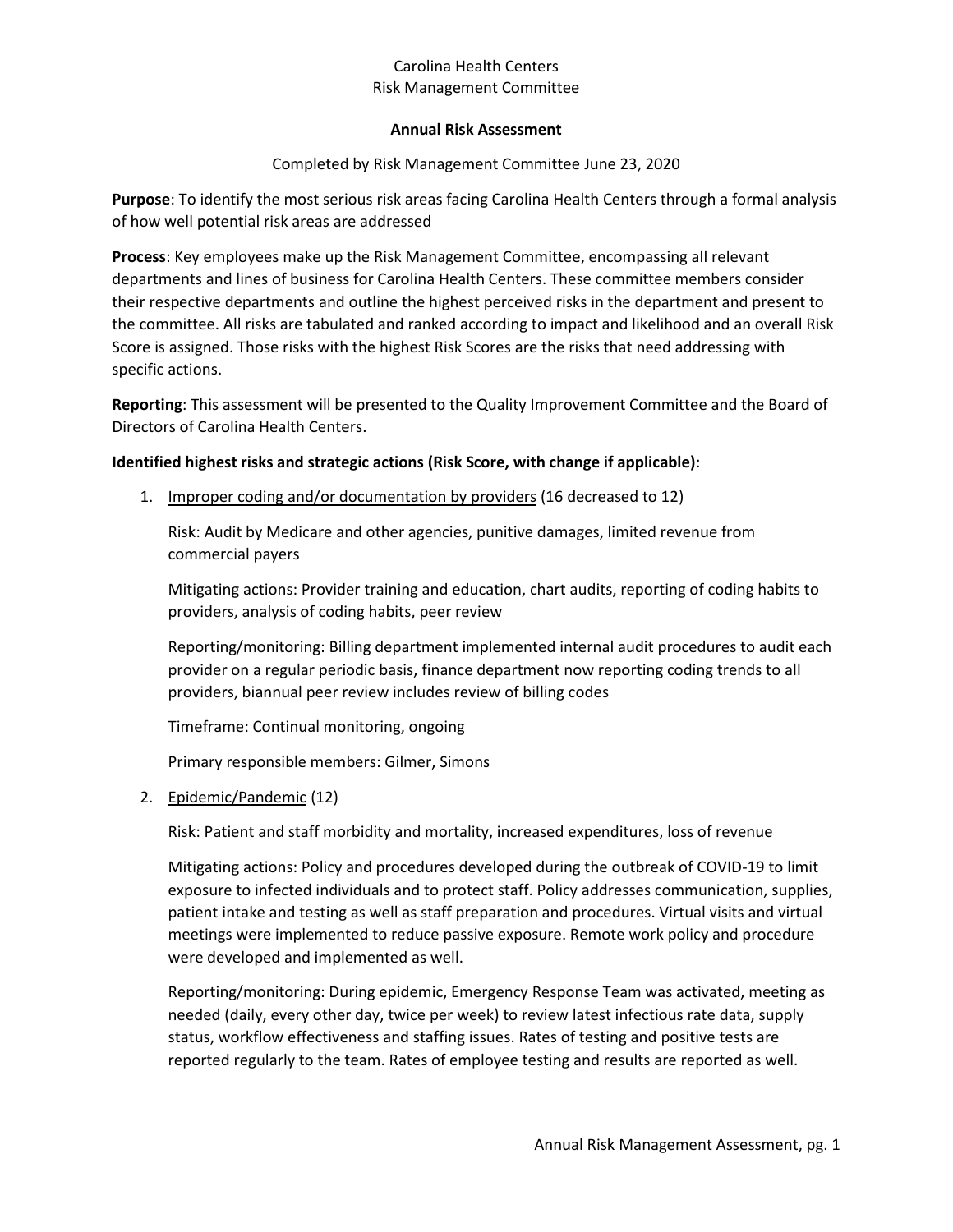Carolina Health Centers
Risk Management Committee

**Annual Risk Assessment**

Completed by Risk Management Committee June 23, 2020

**Purpose**: To identify the most serious risk areas facing Carolina Health Centers through a formal analysis of how well potential risk areas are addressed

**Process**: Key employees make up the Risk Management Committee, encompassing all relevant departments and lines of business for Carolina Health Centers. These committee members consider their respective departments and outline the highest perceived risks in the department and present to the committee. All risks are tabulated and ranked according to impact and likelihood and an overall Risk Score is assigned. Those risks with the highest Risk Scores are the risks that need addressing with specific actions.

**Reporting**: This assessment will be presented to the Quality Improvement Committee and the Board of Directors of Carolina Health Centers.

**Identified highest risks and strategic actions (Risk Score, with change if applicable)**:

1. <u>Improper coding and/or documentation by providers</u> (16 decreased to 12)

   Risk: Audit by Medicare and other agencies, punitive damages, limited revenue from commercial payers

   Mitigating actions: Provider training and education, chart audits, reporting of coding habits to providers, analysis of coding habits, peer review

   Reporting/monitoring: Billing department implemented internal audit procedures to audit each provider on a regular periodic basis, finance department now reporting coding trends to all providers, biannual peer review includes review of billing codes

   Timeframe: Continual monitoring, ongoing

   Primary responsible members: Gilmer, Simons

2. <u>Epidemic/Pandemic</u> (12)

   Risk: Patient and staff morbidity and mortality, increased expenditures, loss of revenue

   Mitigating actions: Policy and procedures developed during the outbreak of COVID-19 to limit exposure to infected individuals and to protect staff. Policy addresses communication, supplies, patient intake and testing as well as staff preparation and procedures. Virtual visits and virtual meetings were implemented to reduce passive exposure. Remote work policy and procedure were developed and implemented as well.

   Reporting/monitoring: During epidemic, Emergency Response Team was activated, meeting as needed (daily, every other day, twice per week) to review latest infectious rate data, supply status, workflow effectiveness and staffing issues. Rates of testing and positive tests are reported regularly to the team. Rates of employee testing and results are reported as well.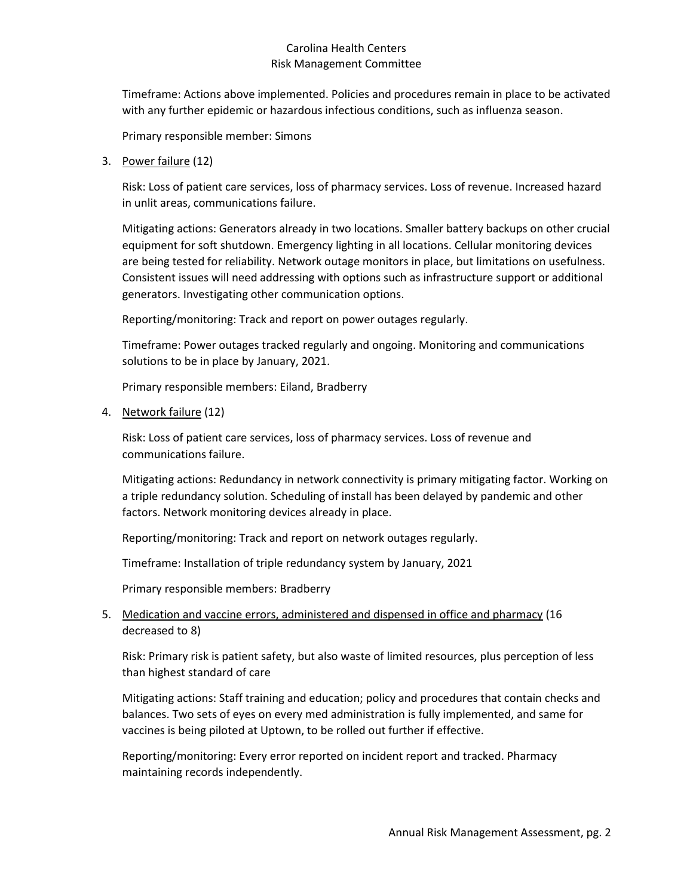Timeframe: Actions above implemented. Policies and procedures remain in place to be activated with any further epidemic or hazardous infectious conditions, such as influenza season.

Primary responsible member: Simons

3. Power failure (12)

   Risk: Loss of patient care services, loss of pharmacy services. Loss of revenue. Increased hazard in unlit areas, communications failure.

   Mitigating actions: Generators already in two locations. Smaller battery backups on other crucial equipment for soft shutdown. Emergency lighting in all locations. Cellular monitoring devices are being tested for reliability. Network outage monitors in place, but limitations on usefulness. Consistent issues will need addressing with options such as infrastructure support or additional generators. Investigating other communication options.

   Reporting/monitoring: Track and report on power outages regularly.

   Timeframe: Power outages tracked regularly and ongoing. Monitoring and communications solutions to be in place by January, 2021.

   Primary responsible members: Eiland, Bradberry

4. Network failure (12)

   Risk: Loss of patient care services, loss of pharmacy services. Loss of revenue and communications failure.

   Mitigating actions: Redundancy in network connectivity is primary mitigating factor. Working on a triple redundancy solution. Scheduling of install has been delayed by pandemic and other factors. Network monitoring devices already in place.

   Reporting/monitoring: Track and report on network outages regularly.

   Timeframe: Installation of triple redundancy system by January, 2021

   Primary responsible members: Bradberry

5. Medication and vaccine errors, administered and dispensed in office and pharmacy (16 decreased to 8)

   Risk: Primary risk is patient safety, but also waste of limited resources, plus perception of less than highest standard of care

   Mitigating actions: Staff training and education; policy and procedures that contain checks and balances. Two sets of eyes on every med administration is fully implemented, and same for vaccines is being piloted at Uptown, to be rolled out further if effective.

   Reporting/monitoring: Every error reported on incident report and tracked. Pharmacy maintaining records independently.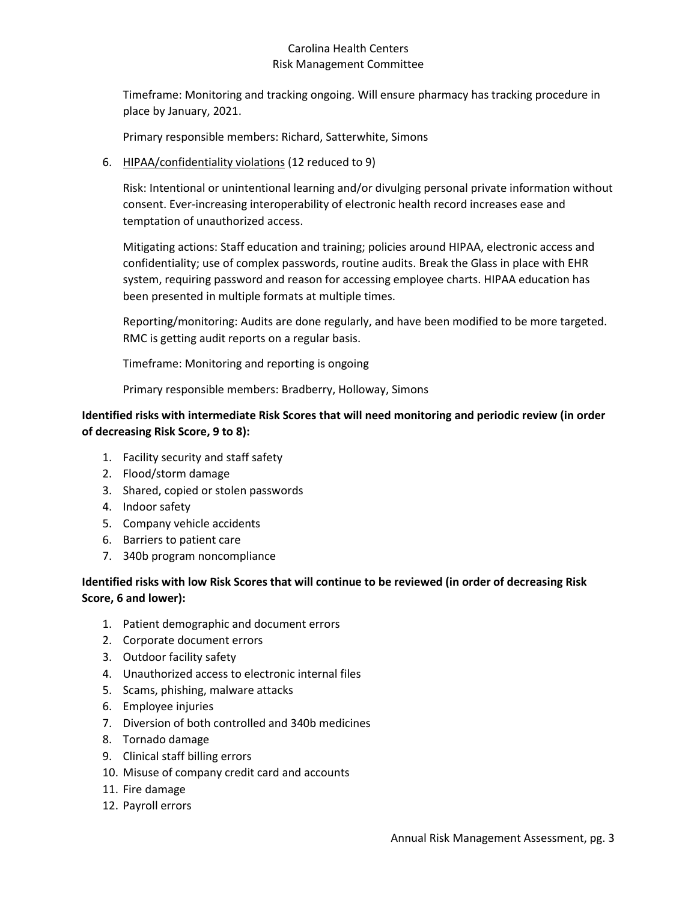Timeframe: Monitoring and tracking ongoing. Will ensure pharmacy has tracking procedure in place by January, 2021.

Primary responsible members: Richard, Satterwhite, Simons

6. HIPAA/confidentiality violations (12 reduced to 9)

   Risk: Intentional or unintentional learning and/or divulging personal private information without consent. Ever-increasing interoperability of electronic health record increases ease and temptation of unauthorized access.

   Mitigating actions: Staff education and training; policies around HIPAA, electronic access and confidentiality; use of complex passwords, routine audits. Break the Glass in place with EHR system, requiring password and reason for accessing employee charts. HIPAA education has been presented in multiple formats at multiple times.

   Reporting/monitoring: Audits are done regularly, and have been modified to be more targeted. RMC is getting audit reports on a regular basis.

   Timeframe: Monitoring and reporting is ongoing

   Primary responsible members: Bradberry, Holloway, Simons

**Identified risks with intermediate Risk Scores that will need monitoring and periodic review (in order of decreasing Risk Score, 9 to 8):**

1. Facility security and staff safety
2. Flood/storm damage
3. Shared, copied or stolen passwords
4. Indoor safety
5. Company vehicle accidents
6. Barriers to patient care
7. 340b program noncompliance

**Identified risks with low Risk Scores that will continue to be reviewed (in order of decreasing Risk Score, 6 and lower):**

1. Patient demographic and document errors
2. Corporate document errors
3. Outdoor facility safety
4. Unauthorized access to electronic internal files
5. Scams, phishing, malware attacks
6. Employee injuries
7. Diversion of both controlled and 340b medicines
8. Tornado damage
9. Clinical staff billing errors
10. Misuse of company credit card and accounts
11. Fire damage
12. Payroll errors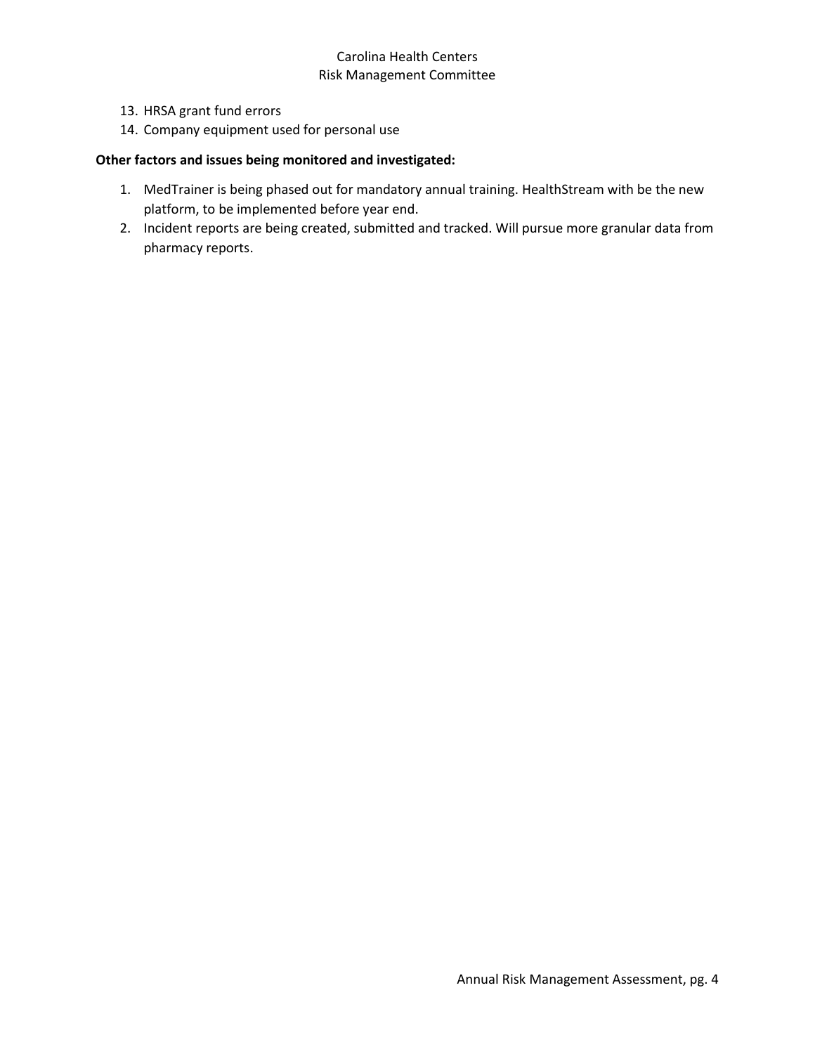13. HRSA grant fund errors
14. Company equipment used for personal use

**Other factors and issues being monitored and investigated:**

1. MedTrainer is being phased out for mandatory annual training. HealthStream with be the new platform, to be implemented before year end.
2. Incident reports are being created, submitted and tracked. Will pursue more granular data from pharmacy reports.